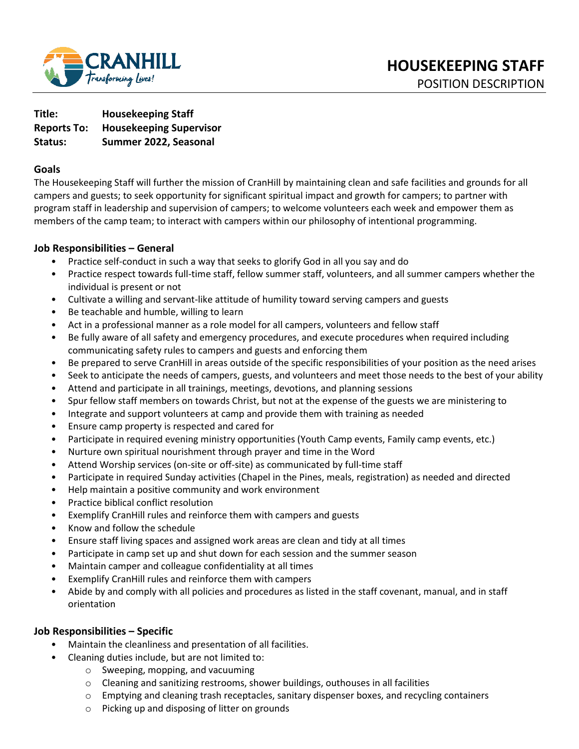# HOUSEKEEPING STAFF

POSITION DESCRIPTION

**Title:** **Housekeeping Staff**
**Reports To:** **Housekeeping Supervisor**
**Status:** **Summer 2022, Seasonal**

## Goals

The Housekeeping Staff will further the mission of CranHill by maintaining clean and safe facilities and grounds for all campers and guests; to seek opportunity for significant spiritual impact and growth for campers; to partner with program staff in leadership and supervision of campers; to welcome volunteers each week and empower them as members of the camp team; to interact with campers within our philosophy of intentional programming.

## Job Responsibilities – General

- Practice self-conduct in such a way that seeks to glorify God in all you say and do
- Practice respect towards full-time staff, fellow summer staff, volunteers, and all summer campers whether the individual is present or not
- Cultivate a willing and servant-like attitude of humility toward serving campers and guests
- Be teachable and humble, willing to learn
- Act in a professional manner as a role model for all campers, volunteers and fellow staff
- Be fully aware of all safety and emergency procedures, and execute procedures when required including communicating safety rules to campers and guests and enforcing them
- Be prepared to serve CranHill in areas outside of the specific responsibilities of your position as the need arises
- Seek to anticipate the needs of campers, guests, and volunteers and meet those needs to the best of your ability
- Attend and participate in all trainings, meetings, devotions, and planning sessions
- Spur fellow staff members on towards Christ, but not at the expense of the guests we are ministering to
- Integrate and support volunteers at camp and provide them with training as needed
- Ensure camp property is respected and cared for
- Participate in required evening ministry opportunities (Youth Camp events, Family camp events, etc.)
- Nurture own spiritual nourishment through prayer and time in the Word
- Attend Worship services (on-site or off-site) as communicated by full-time staff
- Participate in required Sunday activities (Chapel in the Pines, meals, registration) as needed and directed
- Help maintain a positive community and work environment
- Practice biblical conflict resolution
- Exemplify CranHill rules and reinforce them with campers and guests
- Know and follow the schedule
- Ensure staff living spaces and assigned work areas are clean and tidy at all times
- Participate in camp set up and shut down for each session and the summer season
- Maintain camper and colleague confidentiality at all times
- Exemplify CranHill rules and reinforce them with campers
- Abide by and comply with all policies and procedures as listed in the staff covenant, manual, and in staff orientation

## Job Responsibilities – Specific

- Maintain the cleanliness and presentation of all facilities.
- Cleaning duties include, but are not limited to:
  - Sweeping, mopping, and vacuuming
  - Cleaning and sanitizing restrooms, shower buildings, outhouses in all facilities
  - Emptying and cleaning trash receptacles, sanitary dispenser boxes, and recycling containers
  - Picking up and disposing of litter on grounds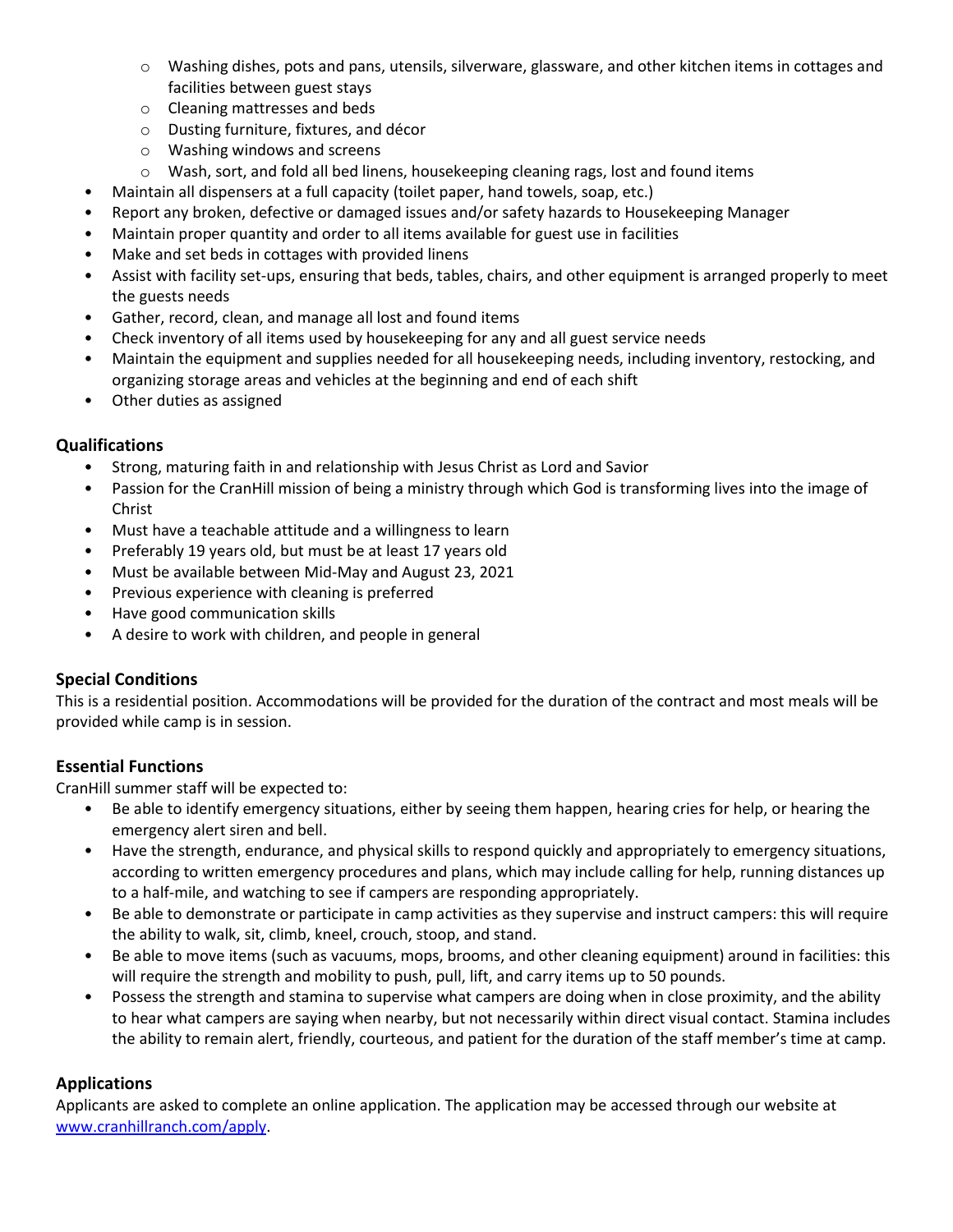- Washing dishes, pots and pans, utensils, silverware, glassware, and other kitchen items in cottages and facilities between guest stays
   - Cleaning mattresses and beds
   - Dusting furniture, fixtures, and décor
   - Washing windows and screens
   - Wash, sort, and fold all bed linens, housekeeping cleaning rags, lost and found items
- Maintain all dispensers at a full capacity (toilet paper, hand towels, soap, etc.)
- Report any broken, defective or damaged issues and/or safety hazards to Housekeeping Manager
- Maintain proper quantity and order to all items available for guest use in facilities
- Make and set beds in cottages with provided linens
- Assist with facility set-ups, ensuring that beds, tables, chairs, and other equipment is arranged properly to meet the guests needs
- Gather, record, clean, and manage all lost and found items
- Check inventory of all items used by housekeeping for any and all guest service needs
- Maintain the equipment and supplies needed for all housekeeping needs, including inventory, restocking, and organizing storage areas and vehicles at the beginning and end of each shift
- Other duties as assigned

## Qualifications

- Strong, maturing faith in and relationship with Jesus Christ as Lord and Savior
- Passion for the CranHill mission of being a ministry through which God is transforming lives into the image of Christ
- Must have a teachable attitude and a willingness to learn
- Preferably 19 years old, but must be at least 17 years old
- Must be available between Mid-May and August 23, 2021
- Previous experience with cleaning is preferred
- Have good communication skills
- A desire to work with children, and people in general

## Special Conditions

This is a residential position. Accommodations will be provided for the duration of the contract and most meals will be provided while camp is in session.

## Essential Functions

CranHill summer staff will be expected to:

- Be able to identify emergency situations, either by seeing them happen, hearing cries for help, or hearing the emergency alert siren and bell.
- Have the strength, endurance, and physical skills to respond quickly and appropriately to emergency situations, according to written emergency procedures and plans, which may include calling for help, running distances up to a half-mile, and watching to see if campers are responding appropriately.
- Be able to demonstrate or participate in camp activities as they supervise and instruct campers: this will require the ability to walk, sit, climb, kneel, crouch, stoop, and stand.
- Be able to move items (such as vacuums, mops, brooms, and other cleaning equipment) around in facilities: this will require the strength and mobility to push, pull, lift, and carry items up to 50 pounds.
- Possess the strength and stamina to supervise what campers are doing when in close proximity, and the ability to hear what campers are saying when nearby, but not necessarily within direct visual contact. Stamina includes the ability to remain alert, friendly, courteous, and patient for the duration of the staff member's time at camp.

## Applications

Applicants are asked to complete an online application. The application may be accessed through our website at [www.cranhillranch.com/apply](http://www.cranhillranch.com/apply).